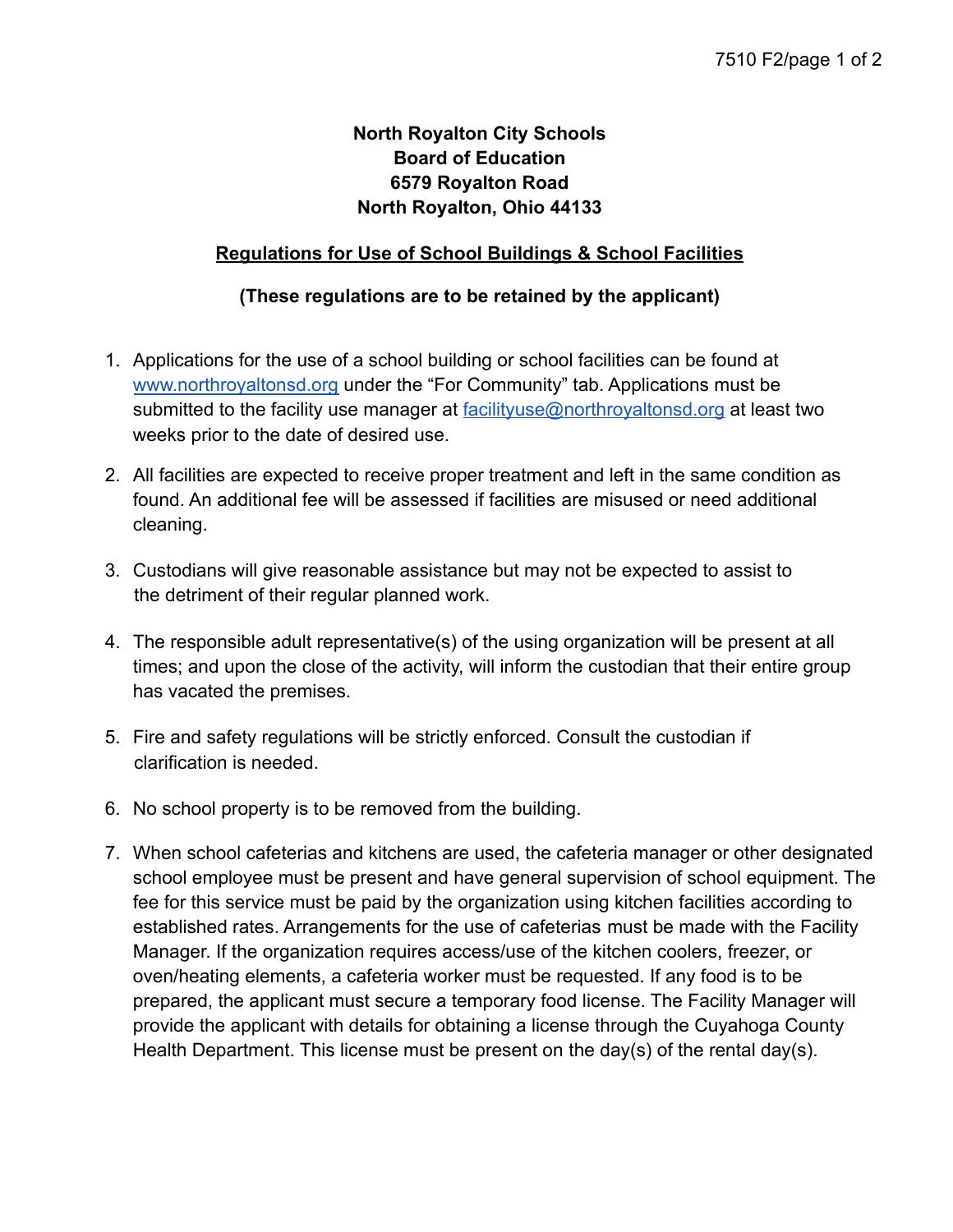**North Royalton City Schools**
**Board of Education**
**6579 Royalton Road**
**North Royalton, Ohio 44133**

# Regulations for Use of School Buildings & School Facilities

**(These regulations are to be retained by the applicant)**

1. Applications for the use of a school building or school facilities can be found at www.northroyaltonsd.org under the "For Community" tab. Applications must be submitted to the facility use manager at facilityuse@northroyaltonsd.org at least two weeks prior to the date of desired use.

2. All facilities are expected to receive proper treatment and left in the same condition as found. An additional fee will be assessed if facilities are misused or need additional cleaning.

3. Custodians will give reasonable assistance but may not be expected to assist to the detriment of their regular planned work.

4. The responsible adult representative(s) of the using organization will be present at all times; and upon the close of the activity, will inform the custodian that their entire group has vacated the premises.

5. Fire and safety regulations will be strictly enforced. Consult the custodian if clarification is needed.

6. No school property is to be removed from the building.

7. When school cafeterias and kitchens are used, the cafeteria manager or other designated school employee must be present and have general supervision of school equipment. The fee for this service must be paid by the organization using kitchen facilities according to established rates. Arrangements for the use of cafeterias must be made with the Facility Manager. If the organization requires access/use of the kitchen coolers, freezer, or oven/heating elements, a cafeteria worker must be requested. If any food is to be prepared, the applicant must secure a temporary food license. The Facility Manager will provide the applicant with details for obtaining a license through the Cuyahoga County Health Department. This license must be present on the day(s) of the rental day(s).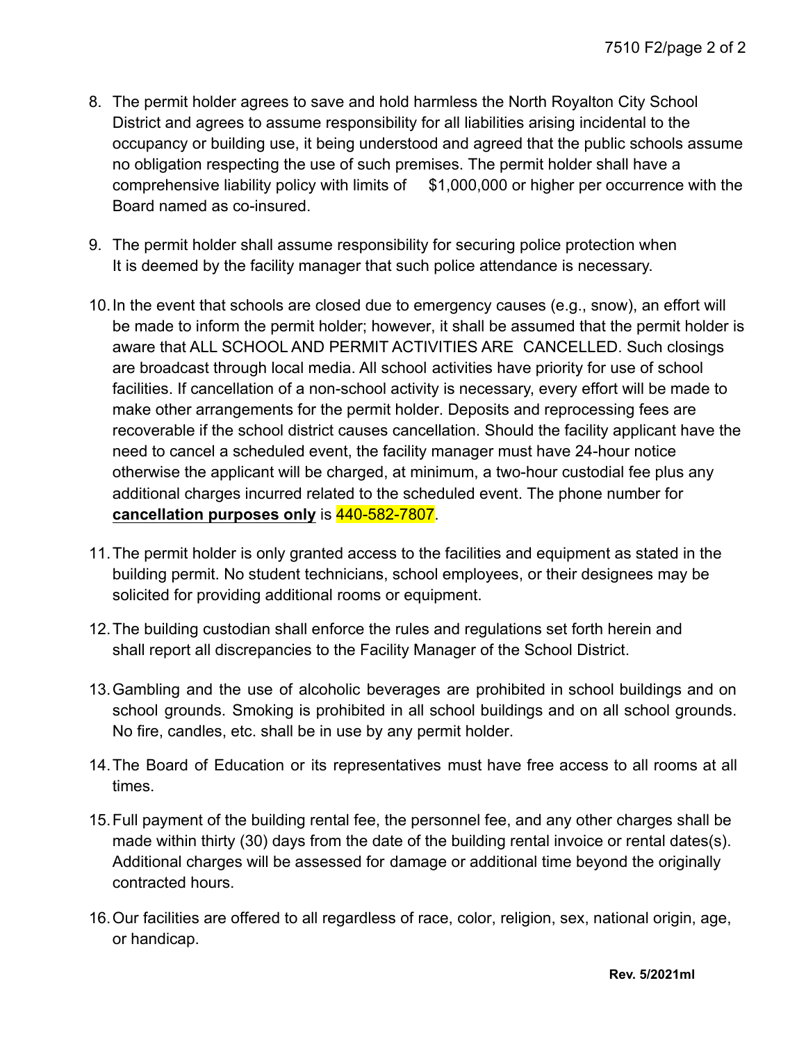8. The permit holder agrees to save and hold harmless the North Royalton City School District and agrees to assume responsibility for all liabilities arising incidental to the occupancy or building use, it being understood and agreed that the public schools assume no obligation respecting the use of such premises. The permit holder shall have a comprehensive liability policy with limits of $1,000,000 or higher per occurrence with the Board named as co-insured.

9. The permit holder shall assume responsibility for securing police protection when It is deemed by the facility manager that such police attendance is necessary.

10. In the event that schools are closed due to emergency causes (e.g., snow), an effort will be made to inform the permit holder; however, it shall be assumed that the permit holder is aware that ALL SCHOOL AND PERMIT ACTIVITIES ARE CANCELLED. Such closings are broadcast through local media. All school activities have priority for use of school facilities. If cancellation of a non-school activity is necessary, every effort will be made to make other arrangements for the permit holder. Deposits and reprocessing fees are recoverable if the school district causes cancellation. Should the facility applicant have the need to cancel a scheduled event, the facility manager must have 24-hour notice otherwise the applicant will be charged, at minimum, a two-hour custodial fee plus any additional charges incurred related to the scheduled event. The phone number for **cancellation purposes only** is 440-582-7807.

11. The permit holder is only granted access to the facilities and equipment as stated in the building permit. No student technicians, school employees, or their designees may be solicited for providing additional rooms or equipment.

12. The building custodian shall enforce the rules and regulations set forth herein and shall report all discrepancies to the Facility Manager of the School District.

13. Gambling and the use of alcoholic beverages are prohibited in school buildings and on school grounds. Smoking is prohibited in all school buildings and on all school grounds. No fire, candles, etc. shall be in use by any permit holder.

14. The Board of Education or its representatives must have free access to all rooms at all times.

15. Full payment of the building rental fee, the personnel fee, and any other charges shall be made within thirty (30) days from the date of the building rental invoice or rental dates(s). Additional charges will be assessed for damage or additional time beyond the originally contracted hours.

16. Our facilities are offered to all regardless of race, color, religion, sex, national origin, age, or handicap.

**Rev. 5/2021ml**